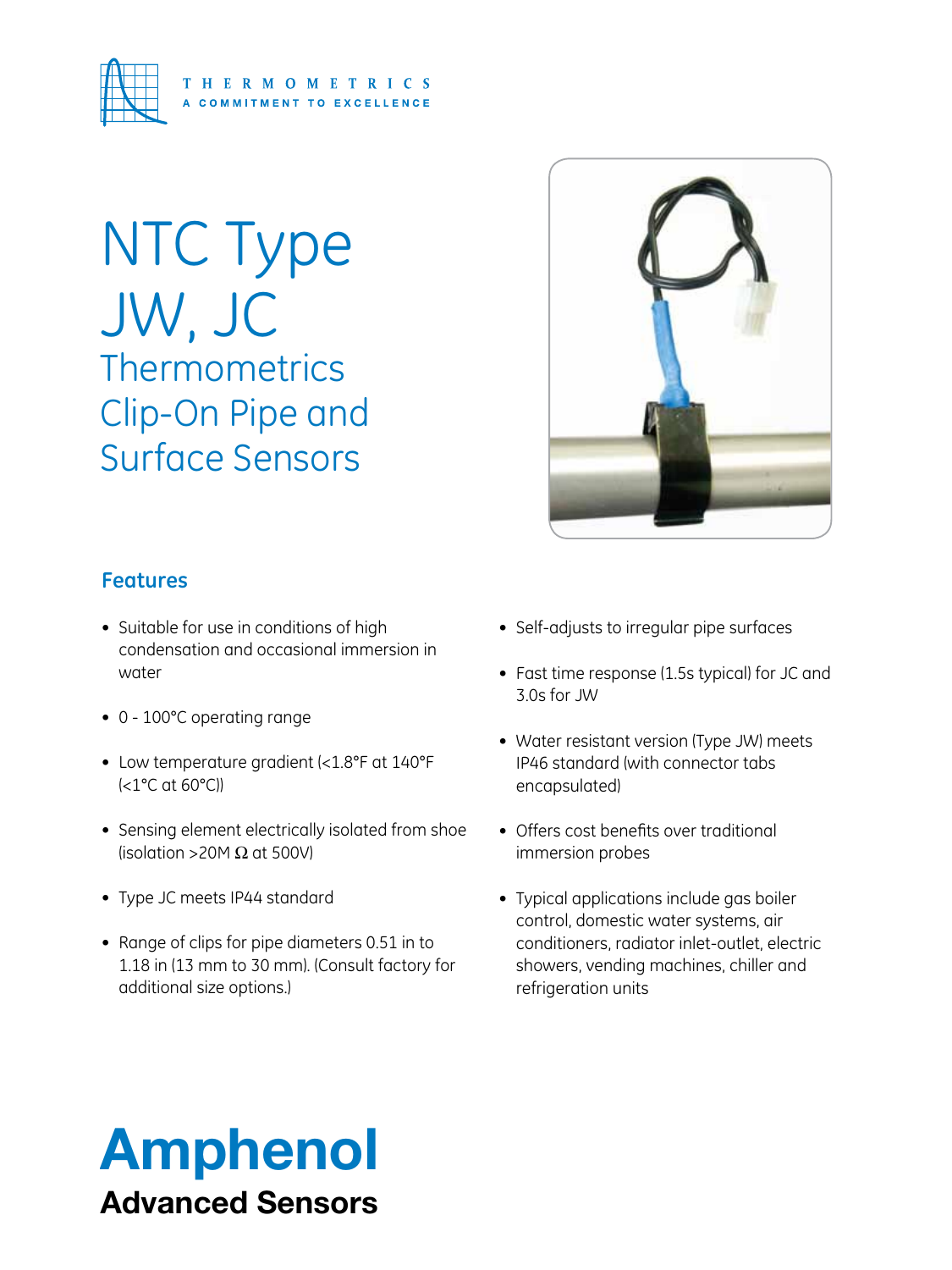THERMOMETRICS
A COMMITMENT TO EXCELLENCE

# NTC Type JW, JC

## Thermometrics Clip-On Pipe and Surface Sensors

### Features

- Suitable for use in conditions of high condensation and occasional immersion in water
- 0 - 100°C operating range
- Low temperature gradient (<1.8°F at 140°F (<1°C at 60°C))
- Sensing element electrically isolated from shoe (isolation >20M Ω at 500V)
- Type JC meets IP44 standard
- Range of clips for pipe diameters 0.51 in to 1.18 in (13 mm to 30 mm). (Consult factory for additional size options.)
- Self-adjusts to irregular pipe surfaces
- Fast time response (1.5s typical) for JC and 3.0s for JW
- Water resistant version (Type JW) meets IP46 standard (with connector tabs encapsulated)
- Offers cost benefits over traditional immersion probes
- Typical applications include gas boiler control, domestic water systems, air conditioners, radiator inlet-outlet, electric showers, vending machines, chiller and refrigeration units

**Amphenol**
**Advanced Sensors**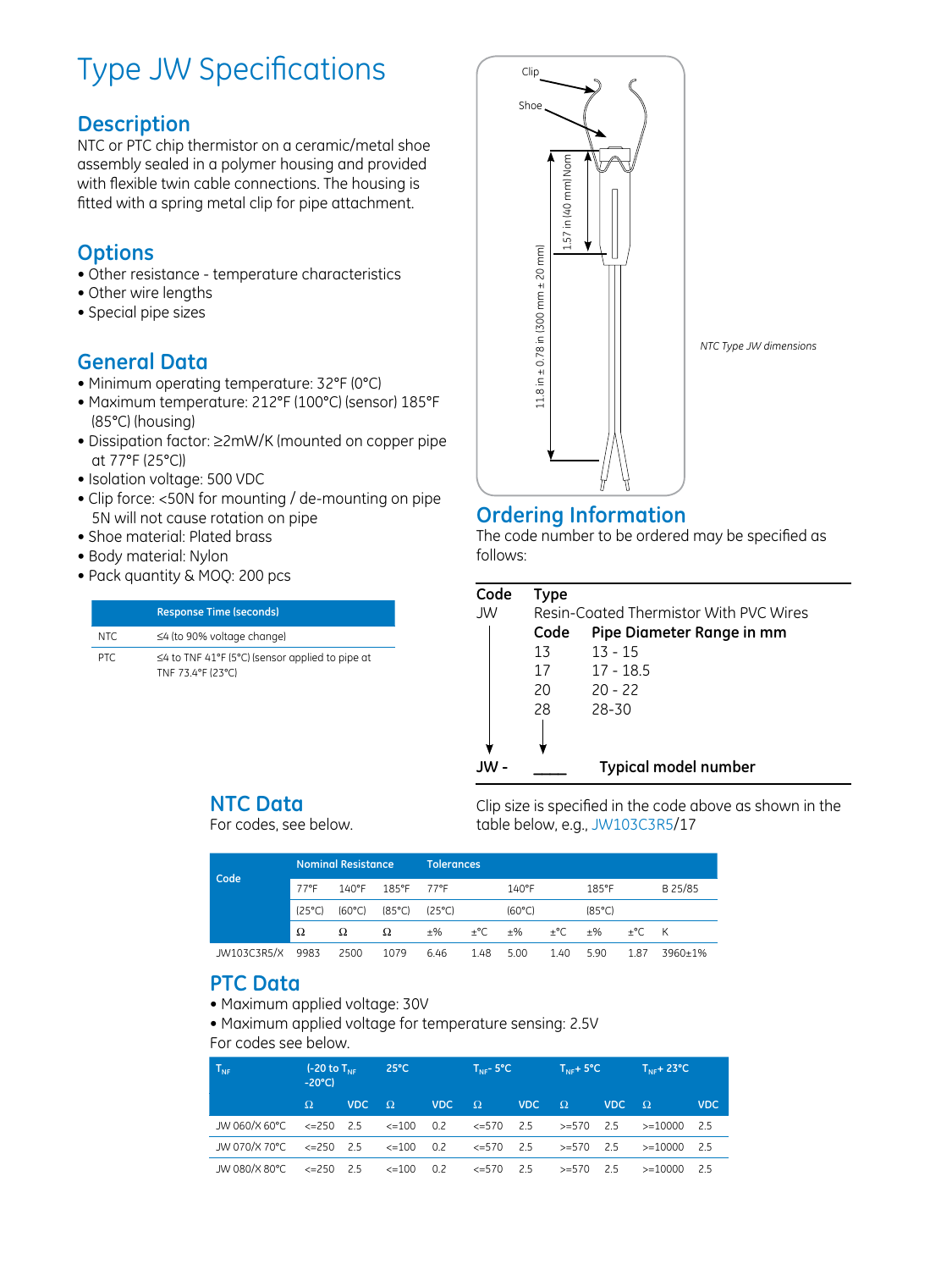# Type JW Specifications

## Description

NTC or PTC chip thermistor on a ceramic/metal shoe assembly sealed in a polymer housing and provided with flexible twin cable connections. The housing is fitted with a spring metal clip for pipe attachment.

## Options

- Other resistance - temperature characteristics
- Other wire lengths
- Special pipe sizes

## General Data

- Minimum operating temperature: 32°F (0°C)
- Maximum temperature: 212°F (100°C) (sensor) 185°F (85°C) (housing)
- Dissipation factor: ≥2mW/K (mounted on copper pipe at 77°F (25°C))
- Isolation voltage: 500 VDC
- Clip force: <50N for mounting / de-mounting on pipe 5N will not cause rotation on pipe
- Shoe material: Plated brass
- Body material: Nylon
- Pack quantity & MOQ: 200 pcs

| | Response Time (seconds) |
|---|---|
| NTC | ≤4 (to 90% voltage change) |
| PTC | ≤4 to TNF 41°F (5°C) (sensor applied to pipe at TNF 73.4°F (23°C) |

Clip
Shoe
1.57 in (40 mm) Nom
11.8 in ± 0.78 in (300 mm ± 20 mm)

*NTC Type JW dimensions*

## Ordering Information

The code number to be ordered may be specified as follows:

| Code | Type | |
|---|---|---|
| JW | Resin-Coated Thermistor With PVC Wires | |
| | **Code** | **Pipe Diameter Range in mm** |
| | 13 | 13 - 15 |
| | 17 | 17 - 18.5 |
| | 20 | 20 - 22 |
| | 28 | 28-30 |
| **JW -** | ____ | **Typical model number** |

Clip size is specified in the code above as shown in the table below, e.g., JW103C3R5/17

## NTC Data

For codes, see below.

| Code | Nominal Resistance | | | Tolerances | | | | | | |
|---|---|---|---|---|---|---|---|---|---|---|
| | 77°F | 140°F | 185°F | 77°F | | 140°F | | 185°F | | B 25/85 |
| | (25°C) | (60°C) | (85°C) | (25°C) | | (60°C) | | (85°C) | | |
| | Ω | Ω | Ω | ±% | ±°C | ±% | ±°C | ±% | ±°C | K |
| JW103C3R5/X | 9983 | 2500 | 1079 | 6.46 | 1.48 | 5.00 | 1.40 | 5.90 | 1.87 | 3960±1% |

## PTC Data

- Maximum applied voltage: 30V
- Maximum applied voltage for temperature sensing: 2.5V

For codes see below.

| $T_{NF}$ | (-20 to $T_{NF}$ -20°C) | | 25°C | | $T_{NF}$- 5°C | | $T_{NF}$+ 5°C | | $T_{NF}$+ 23°C | |
|---|---|---|---|---|---|---|---|---|---|---|
| | Ω | VDC | Ω | VDC | Ω | VDC | Ω | VDC | Ω | VDC |
| JW 060/X 60°C | <=250 | 2.5 | <=100 | 0.2 | <=570 | 2.5 | >=570 | 2.5 | >=10000 | 2.5 |
| JW 070/X 70°C | <=250 | 2.5 | <=100 | 0.2 | <=570 | 2.5 | >=570 | 2.5 | >=10000 | 2.5 |
| JW 080/X 80°C | <=250 | 2.5 | <=100 | 0.2 | <=570 | 2.5 | >=570 | 2.5 | >=10000 | 2.5 |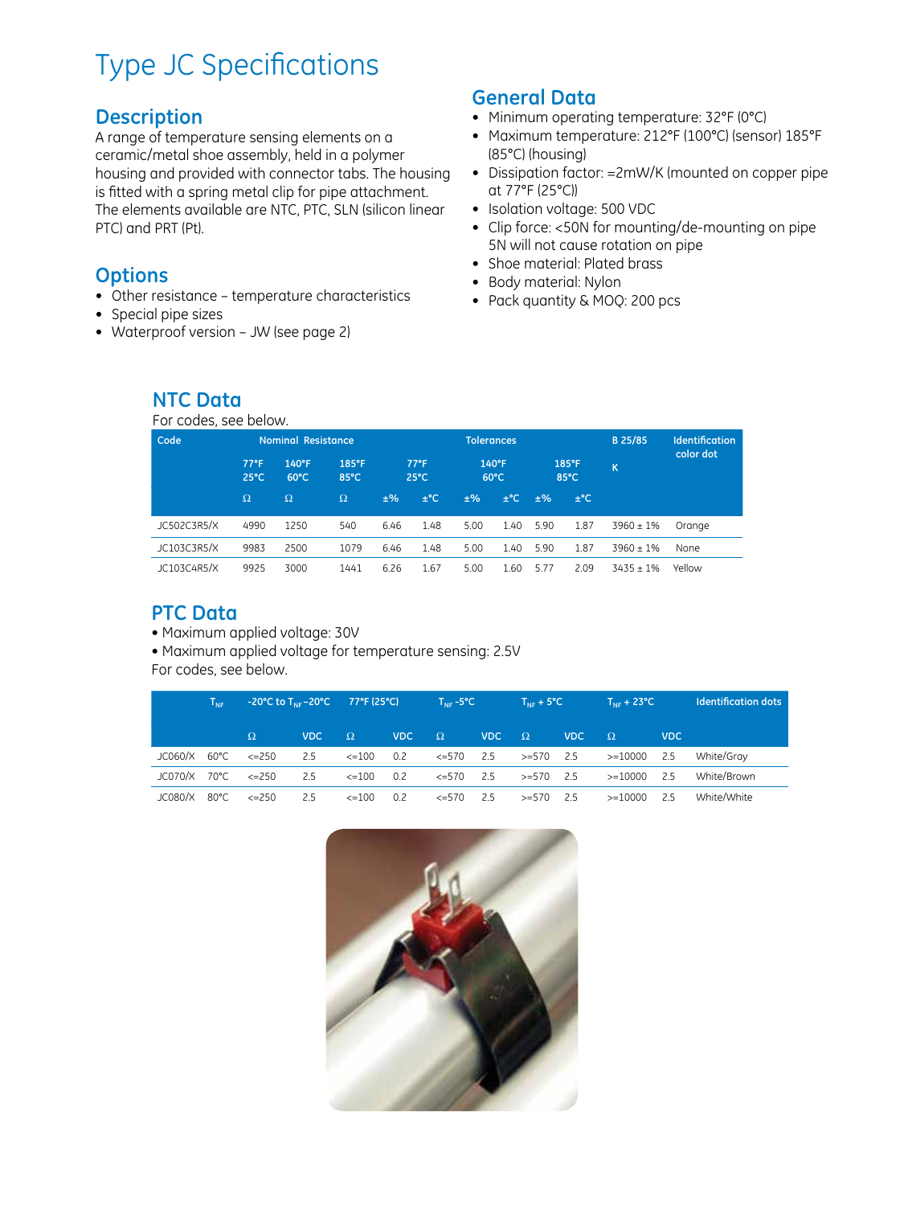# Type JC Specifications

## Description

A range of temperature sensing elements on a ceramic/metal shoe assembly, held in a polymer housing and provided with connector tabs. The housing is fitted with a spring metal clip for pipe attachment. The elements available are NTC, PTC, SLN (silicon linear PTC) and PRT (Pt).

## Options

- Other resistance – temperature characteristics
- Special pipe sizes
- Waterproof version – JW (see page 2)

## General Data

- Minimum operating temperature: 32°F (0°C)
- Maximum temperature: 212°F (100°C) (sensor) 185°F (85°C) (housing)
- Dissipation factor: =2mW/K (mounted on copper pipe at 77°F (25°C))
- Isolation voltage: 500 VDC
- Clip force: <50N for mounting/de-mounting on pipe 5N will not cause rotation on pipe
- Shoe material: Plated brass
- Body material: Nylon
- Pack quantity & MOQ: 200 pcs

## NTC Data

For codes, see below.

| Code | Nominal Resistance | | | Tolerances | | | | | | B 25/85 | Identification color dot |
|---|---|---|---|---|---|---|---|---|---|---|---|
| | 77°F 25°C | 140°F 60°C | 185°F 85°C | 77°F 25°C | | 140°F 60°C | | 185°F 85°C | | K | |
| | Ω | Ω | Ω | ±% | ±°C | ±% | ±°C | ±% | ±°C | | |
| JC502C3R5/X | 4990 | 1250 | 540 | 6.46 | 1.48 | 5.00 | 1.40 | 5.90 | 1.87 | 3960 ± 1% | Orange |
| JC103C3R5/X | 9983 | 2500 | 1079 | 6.46 | 1.48 | 5.00 | 1.40 | 5.90 | 1.87 | 3960 ± 1% | None |
| JC103C4R5/X | 9925 | 3000 | 1441 | 6.26 | 1.67 | 5.00 | 1.60 | 5.77 | 2.09 | 3435 ± 1% | Yellow |

## PTC Data

- Maximum applied voltage: 30V
- Maximum applied voltage for temperature sensing: 2.5V

For codes, see below.

| | $T_{NF}$ | -20°C to $T_{NF}$ –20°C | | 77°F (25°C) | | $T_{NF}$ -5°C | | $T_{NF}$ + 5°C | | $T_{NF}$ + 23°C | | Identification dots |
|---|---|---|---|---|---|---|---|---|---|---|---|---|
| | | Ω | VDC | Ω | VDC | Ω | VDC | Ω | VDC | Ω | VDC | |
| JC060/X | 60°C | <=250 | 2.5 | <=100 | 0.2 | <=570 | 2.5 | >=570 | 2.5 | >=10000 | 2.5 | White/Gray |
| JC070/X | 70°C | <=250 | 2.5 | <=100 | 0.2 | <=570 | 2.5 | >=570 | 2.5 | >=10000 | 2.5 | White/Brown |
| JC080/X | 80°C | <=250 | 2.5 | <=100 | 0.2 | <=570 | 2.5 | >=570 | 2.5 | >=10000 | 2.5 | White/White |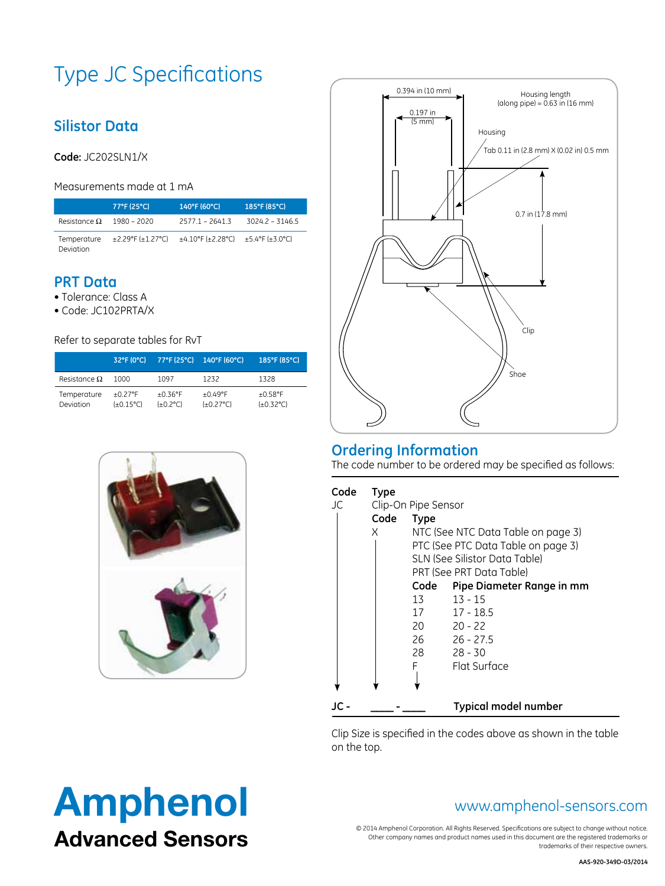# Type JC Specifications

## Silistor Data

**Code:** JC202SLN1/X

Measurements made at 1 mA

| | 77°F (25°C) | 140°F (60°C) | 185°F (85°C) |
|---|---|---|---|
| Resistance Ω | 1980 – 2020 | 2577.1 – 2641.3 | 3024.2 – 3146.5 |
| Temperature Deviation | ±2.29°F (±1.27°C) | ±4.10°F (±2.28°C) | ±5.4°F (±3.0°C) |

## PRT Data

- Tolerance: Class A
- Code: JC102PRTA/X

Refer to separate tables for RvT

| | 32°F (0°C) | 77°F (25°C) | 140°F (60°C) | 185°F (85°C) |
|---|---|---|---|---|
| Resistance Ω | 1000 | 1097 | 1232 | 1328 |
| Temperature Deviation | ±0.27°F (±0.15°C) | ±0.36°F (±0.2°C) | ±0.49°F (±0.27°C) | ±0.58°F (±0.32°C) |

0.394 in (10 mm)
0.197 in (5 mm)
Housing length (along pipe) = 0.63 in (16 mm)
Housing
Tab 0.11 in (2.8 mm) X (0.02 in) 0.5 mm
0.7 in (17.8 mm)
Clip
Shoe

## Ordering Information

The code number to be ordered may be specified as follows:

**Code** **Type**
JC Clip-On Pipe Sensor

**Code** **Type**
X NTC (See NTC Data Table on page 3)
PTC (See PTC Data Table on page 3)
SLN (See Silistor Data Table)
PRT (See PRT Data Table)

| Code | Pipe Diameter Range in mm |
|---|---|
| 13 | 13 - 15 |
| 17 | 17 - 18.5 |
| 20 | 20 - 22 |
| 26 | 26 - 27.5 |
| 28 | 28 - 30 |
| F | Flat Surface |

**JC - ____ - ____** **Typical model number**

Clip Size is specified in the codes above as shown in the table on the top.

**Amphenol**
**Advanced Sensors**

www.amphenol-sensors.com

© 2014 Amphenol Corporation. All Rights Reserved. Specifications are subject to change without notice. Other company names and product names used in this document are the registered trademarks or trademarks of their respective owners.

AAS-920-349D-03/2014